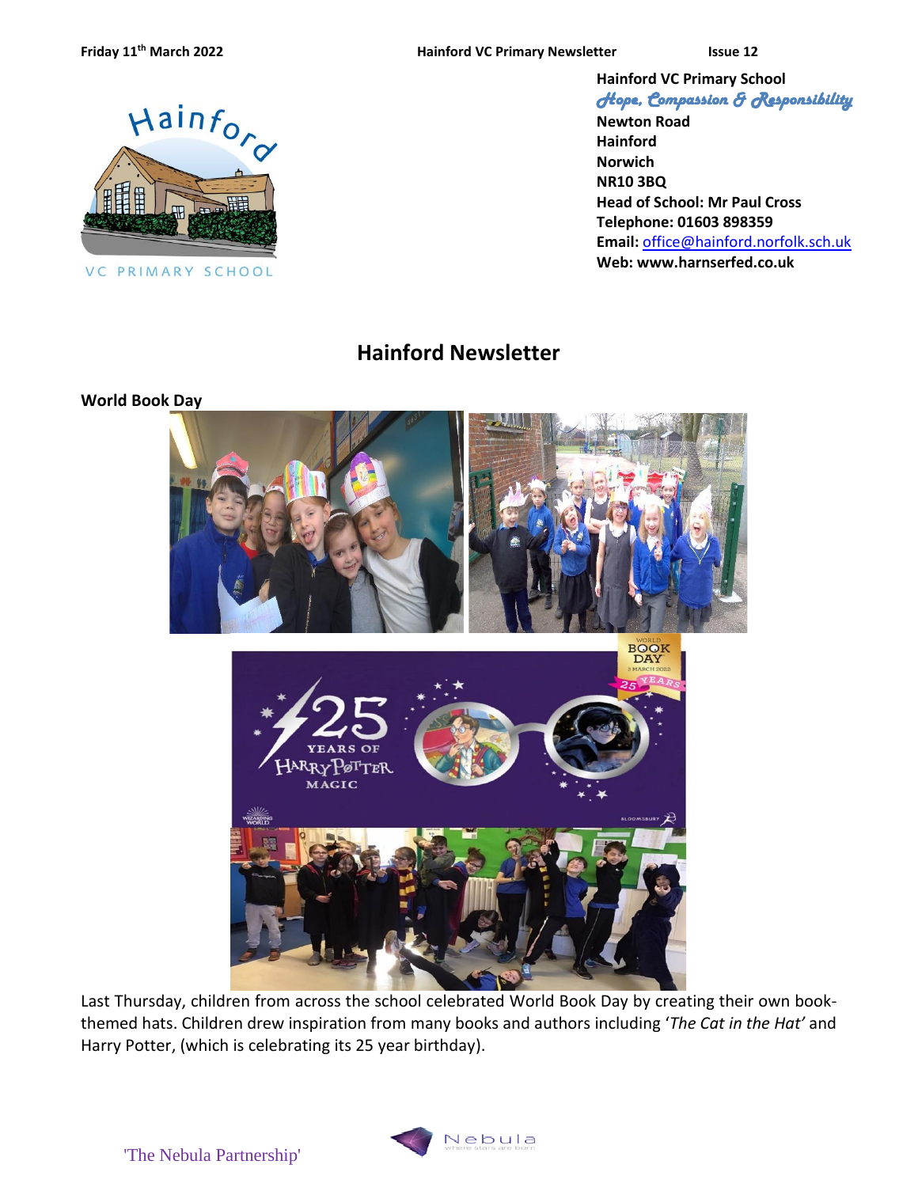**Hainford VC Primary School**
*Hope, Compassion & Responsibility*
**Newton Road**
**Hainford**
**Norwich**
**NR10 3BQ**
**Head of School: Mr Paul Cross**
**Telephone: 01603 898359**
**Email:** office@hainford.norfolk.sch.uk
**Web: www.harnserfed.co.uk**

# Hainford Newsletter

**World Book Day**

Last Thursday, children from across the school celebrated World Book Day by creating their own book-themed hats. Children drew inspiration from many books and authors including '*The Cat in the Hat'* and Harry Potter, (which is celebrating its 25 year birthday).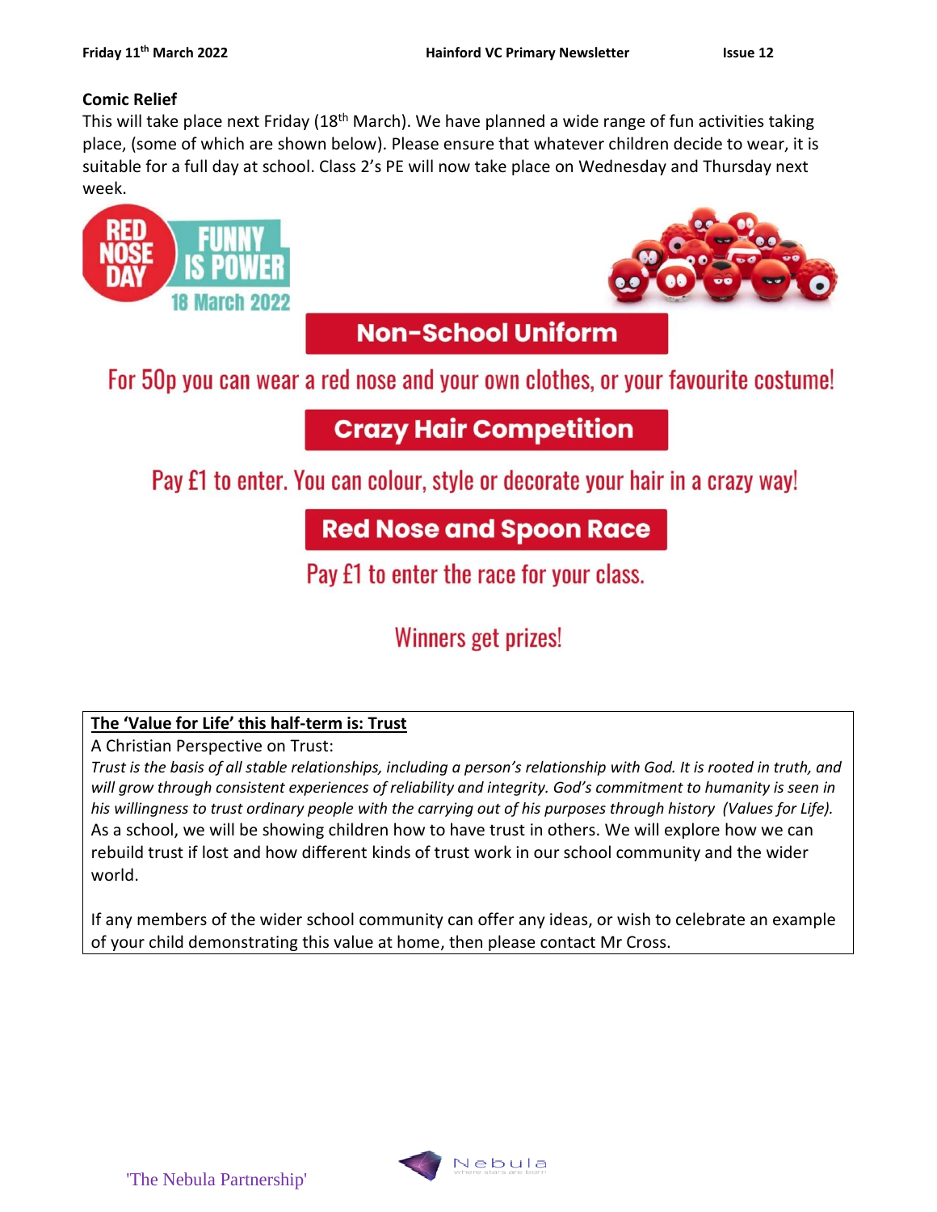## Comic Relief

This will take place next Friday (18th March). We have planned a wide range of fun activities taking place, (some of which are shown below). Please ensure that whatever children decide to wear, it is suitable for a full day at school. Class 2's PE will now take place on Wednesday and Thursday next week.

RED NOSE DAY FUNNY IS POWER 18 March 2022

### Non-School Uniform

For 50p you can wear a red nose and your own clothes, or your favourite costume!

### Crazy Hair Competition

Pay £1 to enter. You can colour, style or decorate your hair in a crazy way!

### Red Nose and Spoon Race

Pay £1 to enter the race for your class.

Winners get prizes!

**The 'Value for Life' this half-term is: Trust**

A Christian Perspective on Trust:

*Trust is the basis of all stable relationships, including a person's relationship with God. It is rooted in truth, and will grow through consistent experiences of reliability and integrity. God's commitment to humanity is seen in his willingness to trust ordinary people with the carrying out of his purposes through history (Values for Life).*

As a school, we will be showing children how to have trust in others. We will explore how we can rebuild trust if lost and how different kinds of trust work in our school community and the wider world.

If any members of the wider school community can offer any ideas, or wish to celebrate an example of your child demonstrating this value at home, then please contact Mr Cross.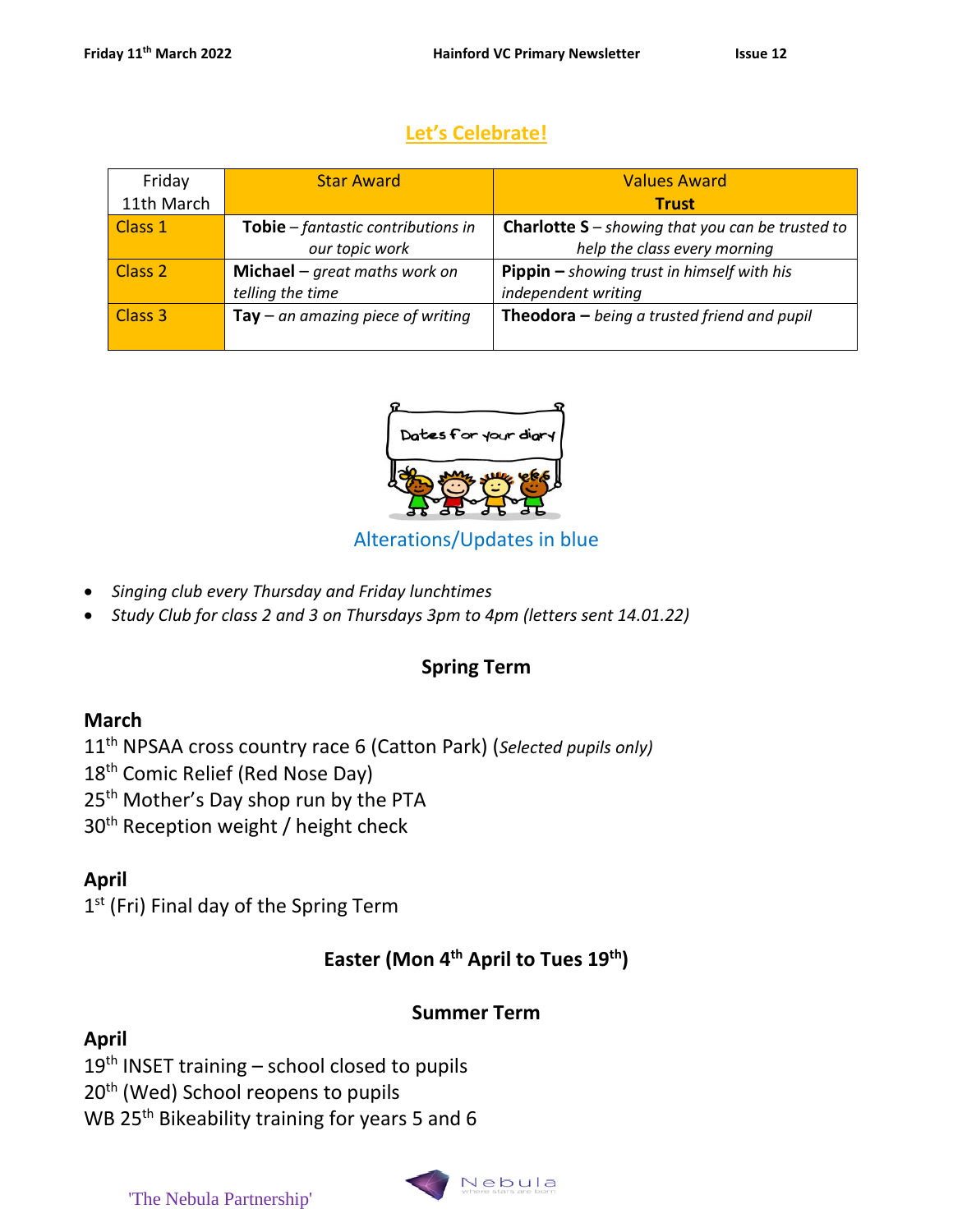## Let's Celebrate!

| Friday 11th March | Star Award | Values Award **Trust** |
|---|---|---|
| Class 1 | **Tobie** – *fantastic contributions in our topic work* | **Charlotte S** – *showing that you can be trusted to help the class every morning* |
| Class 2 | **Michael** – *great maths work on telling the time* | **Pippin –** *showing trust in himself with his independent writing* |
| Class 3 | **Tay** – *an amazing piece of writing* | **Theodora –** *being a trusted friend and pupil* |

Dates for your diary

Alterations/Updates in blue

- *Singing club every Thursday and Friday lunchtimes*
- *Study Club for class 2 and 3 on Thursdays 3pm to 4pm (letters sent 14.01.22)*

### Spring Term

**March**

11th NPSAA cross country race 6 (Catton Park) (*Selected pupils only)*

18th Comic Relief (Red Nose Day)

25th Mother's Day shop run by the PTA

30th Reception weight / height check

**April**

1st (Fri) Final day of the Spring Term

### Easter (Mon 4th April to Tues 19th)

### Summer Term

**April**

19th INSET training – school closed to pupils

20th (Wed) School reopens to pupils

WB 25th Bikeability training for years 5 and 6

'The Nebula Partnership'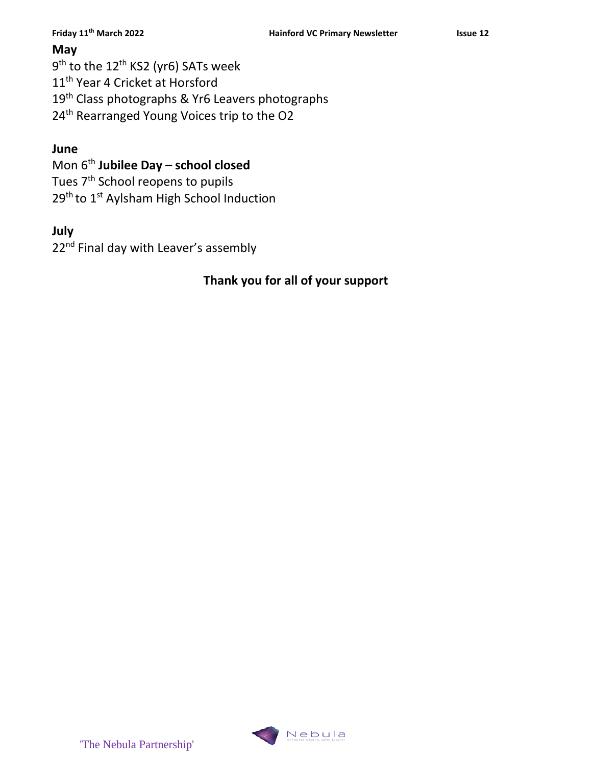**May**

9th to the 12th KS2 (yr6) SATs week
11th Year 4 Cricket at Horsford
19th Class photographs & Yr6 Leavers photographs
24th Rearranged Young Voices trip to the O2

**June**

Mon 6th **Jubilee Day – school closed**
Tues 7th School reopens to pupils
29th to 1st Aylsham High School Induction

**July**

22nd Final day with Leaver's assembly

**Thank you for all of your support**

'The Nebula Partnership'